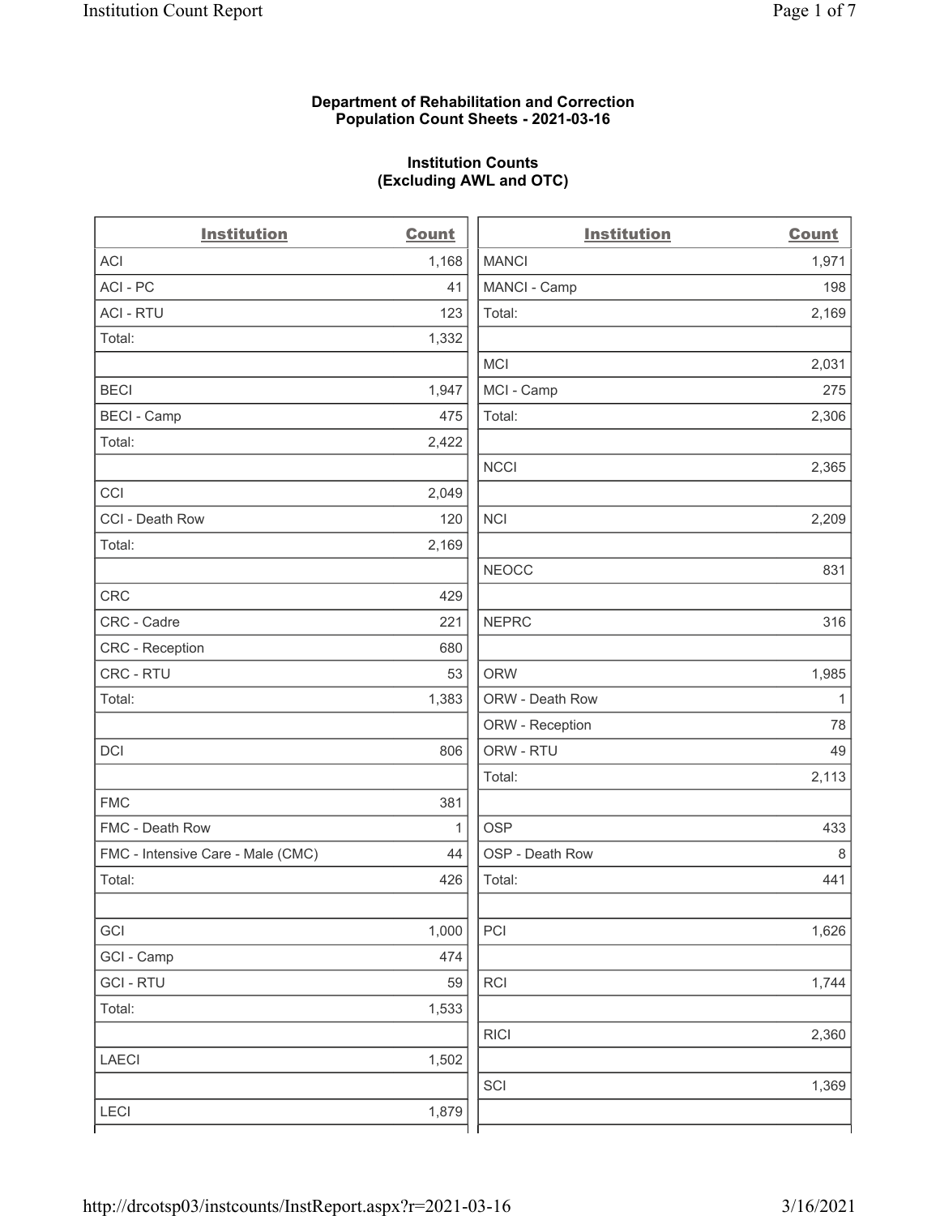**Department of Rehabilitation and Correction**
**Population Count Sheets - 2021-03-16**

**Institution Counts**
**(Excluding AWL and OTC)**

| Institution | Count |
|---|---|
| ACI | 1,168 |
| ACI - PC | 41 |
| ACI - RTU | 123 |
| Total: | 1,332 |
| | |
| BECI | 1,947 |
| BECI - Camp | 475 |
| Total: | 2,422 |
| | |
| CCI | 2,049 |
| CCI - Death Row | 120 |
| Total: | 2,169 |
| | |
| CRC | 429 |
| CRC - Cadre | 221 |
| CRC - Reception | 680 |
| CRC - RTU | 53 |
| Total: | 1,383 |
| | |
| DCI | 806 |
| | |
| FMC | 381 |
| FMC - Death Row | 1 |
| FMC - Intensive Care - Male (CMC) | 44 |
| Total: | 426 |
| | |
| GCI | 1,000 |
| GCI - Camp | 474 |
| GCI - RTU | 59 |
| Total: | 1,533 |
| | |
| LAECI | 1,502 |
| | |
| LECI | 1,879 |

| Institution | Count |
|---|---|
| MANCI | 1,971 |
| MANCI - Camp | 198 |
| Total: | 2,169 |
| | |
| MCI | 2,031 |
| MCI - Camp | 275 |
| Total: | 2,306 |
| | |
| NCCI | 2,365 |
| | |
| NCI | 2,209 |
| | |
| NEOCC | 831 |
| | |
| NEPRC | 316 |
| | |
| ORW | 1,985 |
| ORW - Death Row | 1 |
| ORW - Reception | 78 |
| ORW - RTU | 49 |
| Total: | 2,113 |
| | |
| OSP | 433 |
| OSP - Death Row | 8 |
| Total: | 441 |
| | |
| PCI | 1,626 |
| | |
| RCI | 1,744 |
| | |
| RICI | 2,360 |
| | |
| SCI | 1,369 |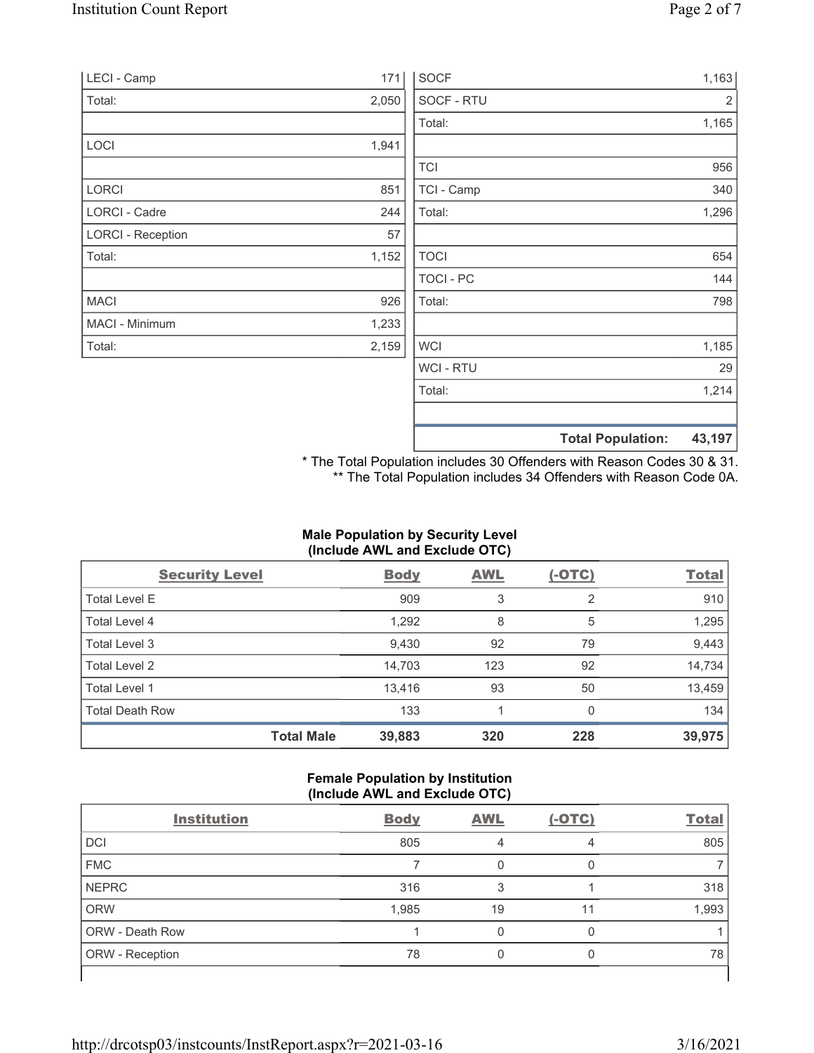| | |
|---|---|
| LECI - Camp | 171 |
| Total: | 2,050 |
| | |
| LOCI | 1,941 |
| | |
| LORCI | 851 |
| LORCI - Cadre | 244 |
| LORCI - Reception | 57 |
| Total: | 1,152 |
| | |
| MACI | 926 |
| MACI - Minimum | 1,233 |
| Total: | 2,159 |

| | |
|---|---|
| SOCF | 1,163 |
| SOCF - RTU | 2 |
| Total: | 1,165 |
| | |
| TCI | 956 |
| TCI - Camp | 340 |
| Total: | 1,296 |
| | |
| TOCI | 654 |
| TOCI - PC | 144 |
| Total: | 798 |
| | |
| WCI | 1,185 |
| WCI - RTU | 29 |
| Total: | 1,214 |
| | |
| **Total Population:** | **43,197** |

\* The Total Population includes 30 Offenders with Reason Codes 30 & 31.
\*\* The Total Population includes 34 Offenders with Reason Code 0A.

**Male Population by Security Level (Include AWL and Exclude OTC)**

| Security Level | Body | AWL | (-OTC) | Total |
|---|---|---|---|---|
| Total Level E | 909 | 3 | 2 | 910 |
| Total Level 4 | 1,292 | 8 | 5 | 1,295 |
| Total Level 3 | 9,430 | 92 | 79 | 9,443 |
| Total Level 2 | 14,703 | 123 | 92 | 14,734 |
| Total Level 1 | 13,416 | 93 | 50 | 13,459 |
| Total Death Row | 133 | 1 | 0 | 134 |
| **Total Male** | **39,883** | **320** | **228** | **39,975** |

**Female Population by Institution (Include AWL and Exclude OTC)**

| Institution | Body | AWL | (-OTC) | Total |
|---|---|---|---|---|
| DCI | 805 | 4 | 4 | 805 |
| FMC | 7 | 0 | 0 | 7 |
| NEPRC | 316 | 3 | 1 | 318 |
| ORW | 1,985 | 19 | 11 | 1,993 |
| ORW - Death Row | 1 | 0 | 0 | 1 |
| ORW - Reception | 78 | 0 | 0 | 78 |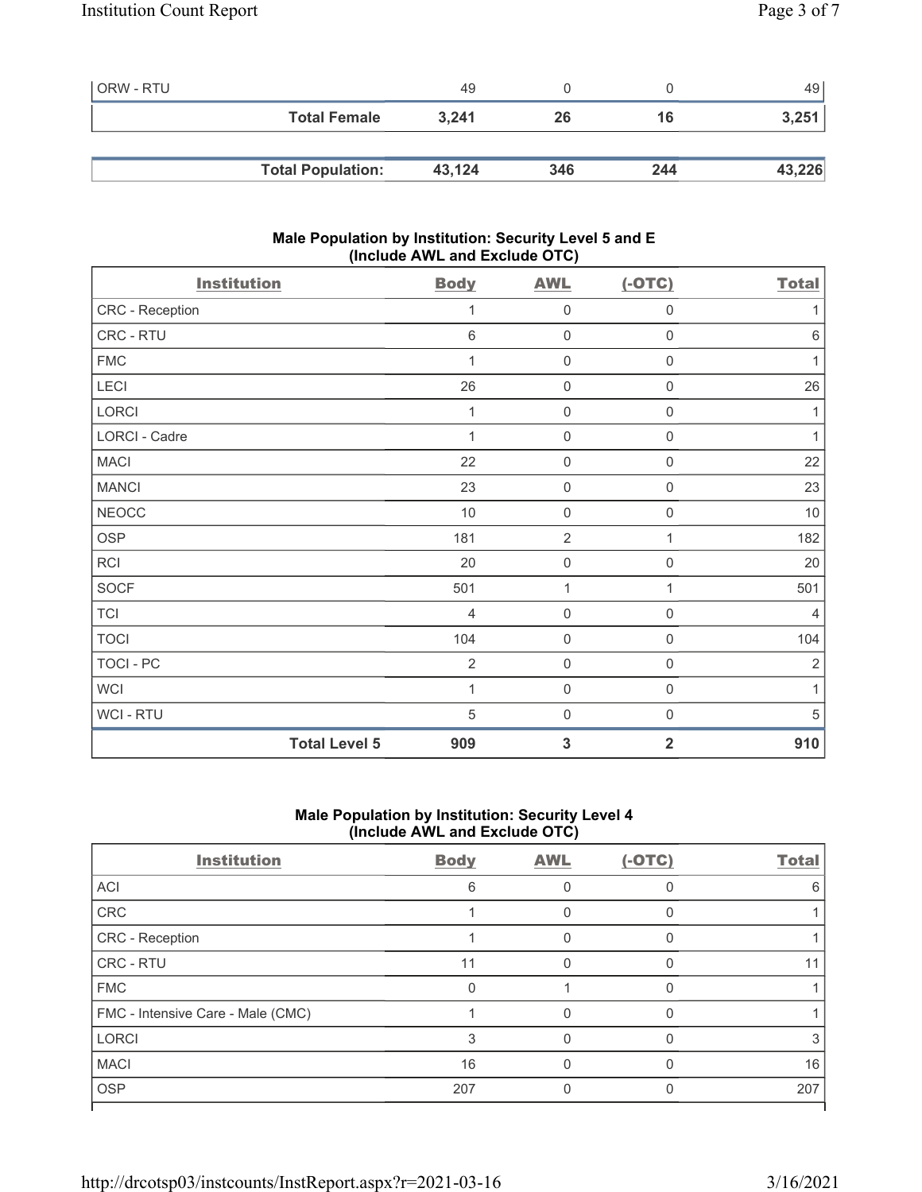| | | | | |
|---|---|---|---|---|
| ORW - RTU | 49 | 0 | 0 | 49 |
| **Total Female** | **3,241** | **26** | **16** | **3,251** |

| | | | | |
|---|---|---|---|---|
| **Total Population:** | **43,124** | **346** | **244** | **43,226** |

## Male Population by Institution: Security Level 5 and E (Include AWL and Exclude OTC)

| Institution | Body | AWL | (-OTC) | Total |
|---|---|---|---|---|
| CRC - Reception | 1 | 0 | 0 | 1 |
| CRC - RTU | 6 | 0 | 0 | 6 |
| FMC | 1 | 0 | 0 | 1 |
| LECI | 26 | 0 | 0 | 26 |
| LORCI | 1 | 0 | 0 | 1 |
| LORCI - Cadre | 1 | 0 | 0 | 1 |
| MACI | 22 | 0 | 0 | 22 |
| MANCI | 23 | 0 | 0 | 23 |
| NEOCC | 10 | 0 | 0 | 10 |
| OSP | 181 | 2 | 1 | 182 |
| RCI | 20 | 0 | 0 | 20 |
| SOCF | 501 | 1 | 1 | 501 |
| TCI | 4 | 0 | 0 | 4 |
| TOCI | 104 | 0 | 0 | 104 |
| TOCI - PC | 2 | 0 | 0 | 2 |
| WCI | 1 | 0 | 0 | 1 |
| WCI - RTU | 5 | 0 | 0 | 5 |
| **Total Level 5** | **909** | **3** | **2** | **910** |

## Male Population by Institution: Security Level 4 (Include AWL and Exclude OTC)

| Institution | Body | AWL | (-OTC) | Total |
|---|---|---|---|---|
| ACI | 6 | 0 | 0 | 6 |
| CRC | 1 | 0 | 0 | 1 |
| CRC - Reception | 1 | 0 | 0 | 1 |
| CRC - RTU | 11 | 0 | 0 | 11 |
| FMC | 0 | 1 | 0 | 1 |
| FMC - Intensive Care - Male (CMC) | 1 | 0 | 0 | 1 |
| LORCI | 3 | 0 | 0 | 3 |
| MACI | 16 | 0 | 0 | 16 |
| OSP | 207 | 0 | 0 | 207 |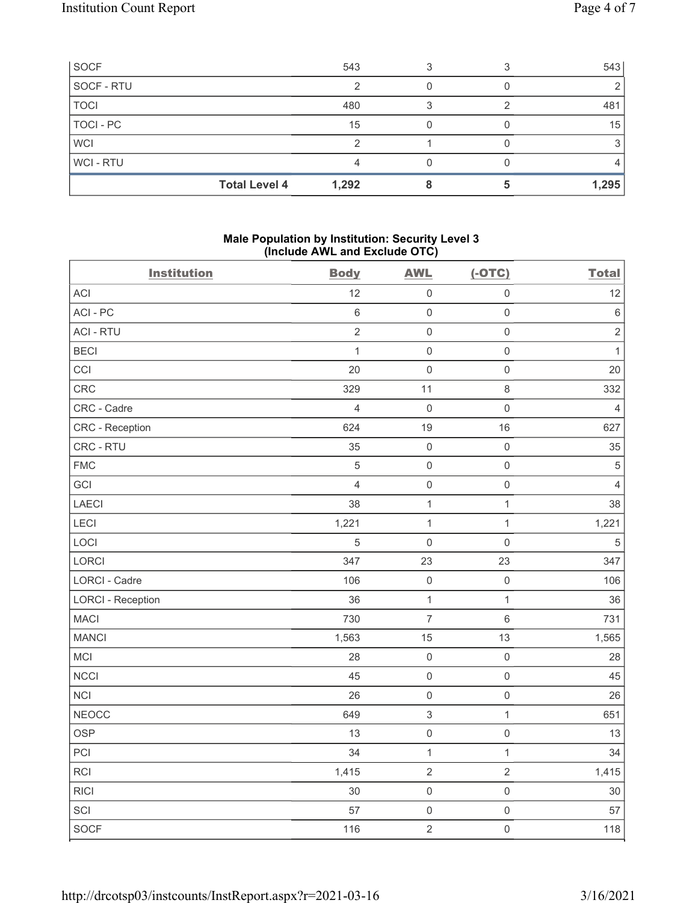| SOCF | 543 | 3 | 3 | 543 |
|---|---|---|---|---|
| SOCF - RTU | 2 | 0 | 0 | 2 |
| TOCI | 480 | 3 | 2 | 481 |
| TOCI - PC | 15 | 0 | 0 | 15 |
| WCI | 2 | 1 | 0 | 3 |
| WCI - RTU | 4 | 0 | 0 | 4 |
| **Total Level 4** | **1,292** | **8** | **5** | **1,295** |

### Male Population by Institution: Security Level 3 (Include AWL and Exclude OTC)

| Institution | Body | AWL | (-OTC) | Total |
|---|---|---|---|---|
| ACI | 12 | 0 | 0 | 12 |
| ACI - PC | 6 | 0 | 0 | 6 |
| ACI - RTU | 2 | 0 | 0 | 2 |
| BECI | 1 | 0 | 0 | 1 |
| CCI | 20 | 0 | 0 | 20 |
| CRC | 329 | 11 | 8 | 332 |
| CRC - Cadre | 4 | 0 | 0 | 4 |
| CRC - Reception | 624 | 19 | 16 | 627 |
| CRC - RTU | 35 | 0 | 0 | 35 |
| FMC | 5 | 0 | 0 | 5 |
| GCI | 4 | 0 | 0 | 4 |
| LAECI | 38 | 1 | 1 | 38 |
| LECI | 1,221 | 1 | 1 | 1,221 |
| LOCI | 5 | 0 | 0 | 5 |
| LORCI | 347 | 23 | 23 | 347 |
| LORCI - Cadre | 106 | 0 | 0 | 106 |
| LORCI - Reception | 36 | 1 | 1 | 36 |
| MACI | 730 | 7 | 6 | 731 |
| MANCI | 1,563 | 15 | 13 | 1,565 |
| MCI | 28 | 0 | 0 | 28 |
| NCCI | 45 | 0 | 0 | 45 |
| NCI | 26 | 0 | 0 | 26 |
| NEOCC | 649 | 3 | 1 | 651 |
| OSP | 13 | 0 | 0 | 13 |
| PCI | 34 | 1 | 1 | 34 |
| RCI | 1,415 | 2 | 2 | 1,415 |
| RICI | 30 | 0 | 0 | 30 |
| SCI | 57 | 0 | 0 | 57 |
| SOCF | 116 | 2 | 0 | 118 |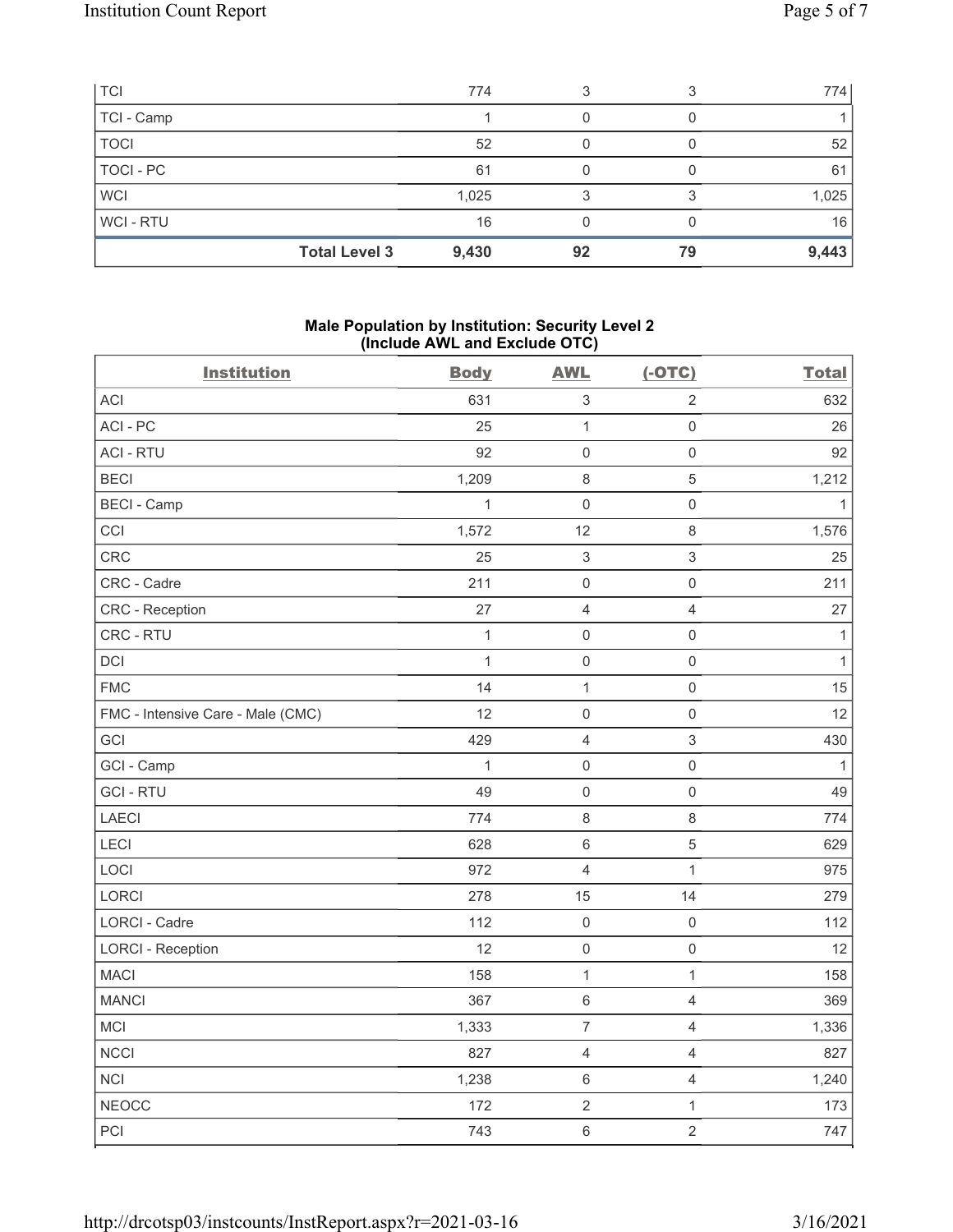| | | | | |
|---|---|---|---|---|
| TCI | 774 | 3 | 3 | 774 |
| TCI - Camp | 1 | 0 | 0 | 1 |
| TOCI | 52 | 0 | 0 | 52 |
| TOCI - PC | 61 | 0 | 0 | 61 |
| WCI | 1,025 | 3 | 3 | 1,025 |
| WCI - RTU | 16 | 0 | 0 | 16 |
| **Total Level 3** | **9,430** | **92** | **79** | **9,443** |

**Male Population by Institution: Security Level 2 (Include AWL and Exclude OTC)**

| Institution | Body | AWL | (-OTC) | Total |
|---|---|---|---|---|
| ACI | 631 | 3 | 2 | 632 |
| ACI - PC | 25 | 1 | 0 | 26 |
| ACI - RTU | 92 | 0 | 0 | 92 |
| BECI | 1,209 | 8 | 5 | 1,212 |
| BECI - Camp | 1 | 0 | 0 | 1 |
| CCI | 1,572 | 12 | 8 | 1,576 |
| CRC | 25 | 3 | 3 | 25 |
| CRC - Cadre | 211 | 0 | 0 | 211 |
| CRC - Reception | 27 | 4 | 4 | 27 |
| CRC - RTU | 1 | 0 | 0 | 1 |
| DCI | 1 | 0 | 0 | 1 |
| FMC | 14 | 1 | 0 | 15 |
| FMC - Intensive Care - Male (CMC) | 12 | 0 | 0 | 12 |
| GCI | 429 | 4 | 3 | 430 |
| GCI - Camp | 1 | 0 | 0 | 1 |
| GCI - RTU | 49 | 0 | 0 | 49 |
| LAECI | 774 | 8 | 8 | 774 |
| LECI | 628 | 6 | 5 | 629 |
| LOCI | 972 | 4 | 1 | 975 |
| LORCI | 278 | 15 | 14 | 279 |
| LORCI - Cadre | 112 | 0 | 0 | 112 |
| LORCI - Reception | 12 | 0 | 0 | 12 |
| MACI | 158 | 1 | 1 | 158 |
| MANCI | 367 | 6 | 4 | 369 |
| MCI | 1,333 | 7 | 4 | 1,336 |
| NCCI | 827 | 4 | 4 | 827 |
| NCI | 1,238 | 6 | 4 | 1,240 |
| NEOCC | 172 | 2 | 1 | 173 |
| PCI | 743 | 6 | 2 | 747 |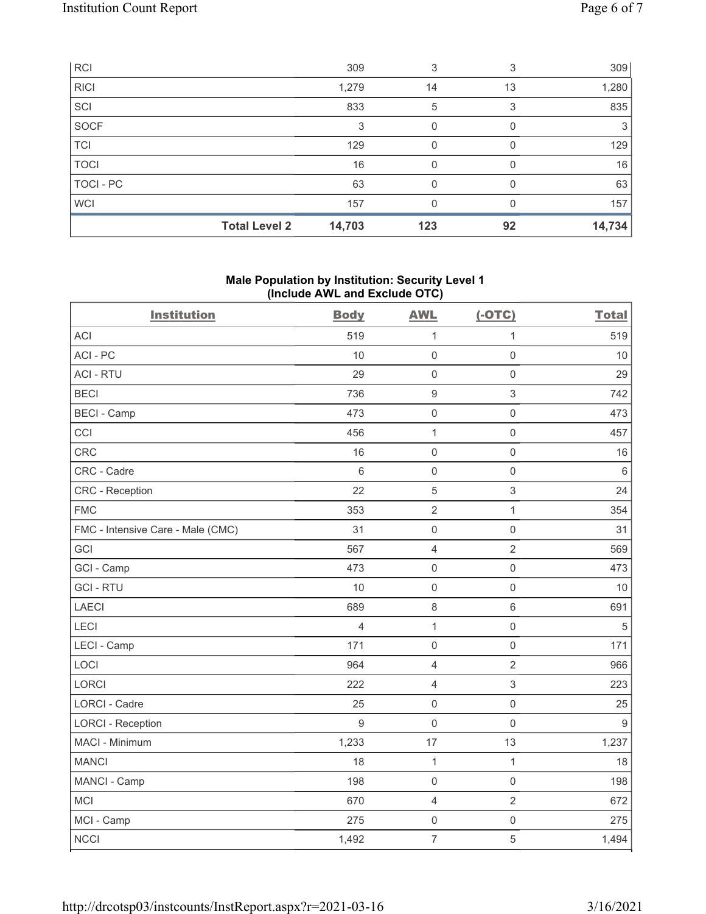| | Body | AWL | (-OTC) | Total |
|---|---|---|---|---|
| RCI | 309 | 3 | 3 | 309 |
| RICI | 1,279 | 14 | 13 | 1,280 |
| SCI | 833 | 5 | 3 | 835 |
| SOCF | 3 | 0 | 0 | 3 |
| TCI | 129 | 0 | 0 | 129 |
| TOCI | 16 | 0 | 0 | 16 |
| TOCI - PC | 63 | 0 | 0 | 63 |
| WCI | 157 | 0 | 0 | 157 |
| **Total Level 2** | **14,703** | **123** | **92** | **14,734** |

### Male Population by Institution: Security Level 1 (Include AWL and Exclude OTC)

| Institution | Body | AWL | (-OTC) | Total |
|---|---|---|---|---|
| ACI | 519 | 1 | 1 | 519 |
| ACI - PC | 10 | 0 | 0 | 10 |
| ACI - RTU | 29 | 0 | 0 | 29 |
| BECI | 736 | 9 | 3 | 742 |
| BECI - Camp | 473 | 0 | 0 | 473 |
| CCI | 456 | 1 | 0 | 457 |
| CRC | 16 | 0 | 0 | 16 |
| CRC - Cadre | 6 | 0 | 0 | 6 |
| CRC - Reception | 22 | 5 | 3 | 24 |
| FMC | 353 | 2 | 1 | 354 |
| FMC - Intensive Care - Male (CMC) | 31 | 0 | 0 | 31 |
| GCI | 567 | 4 | 2 | 569 |
| GCI - Camp | 473 | 0 | 0 | 473 |
| GCI - RTU | 10 | 0 | 0 | 10 |
| LAECI | 689 | 8 | 6 | 691 |
| LECI | 4 | 1 | 0 | 5 |
| LECI - Camp | 171 | 0 | 0 | 171 |
| LOCI | 964 | 4 | 2 | 966 |
| LORCI | 222 | 4 | 3 | 223 |
| LORCI - Cadre | 25 | 0 | 0 | 25 |
| LORCI - Reception | 9 | 0 | 0 | 9 |
| MACI - Minimum | 1,233 | 17 | 13 | 1,237 |
| MANCI | 18 | 1 | 1 | 18 |
| MANCI - Camp | 198 | 0 | 0 | 198 |
| MCI | 670 | 4 | 2 | 672 |
| MCI - Camp | 275 | 0 | 0 | 275 |
| NCCI | 1,492 | 7 | 5 | 1,494 |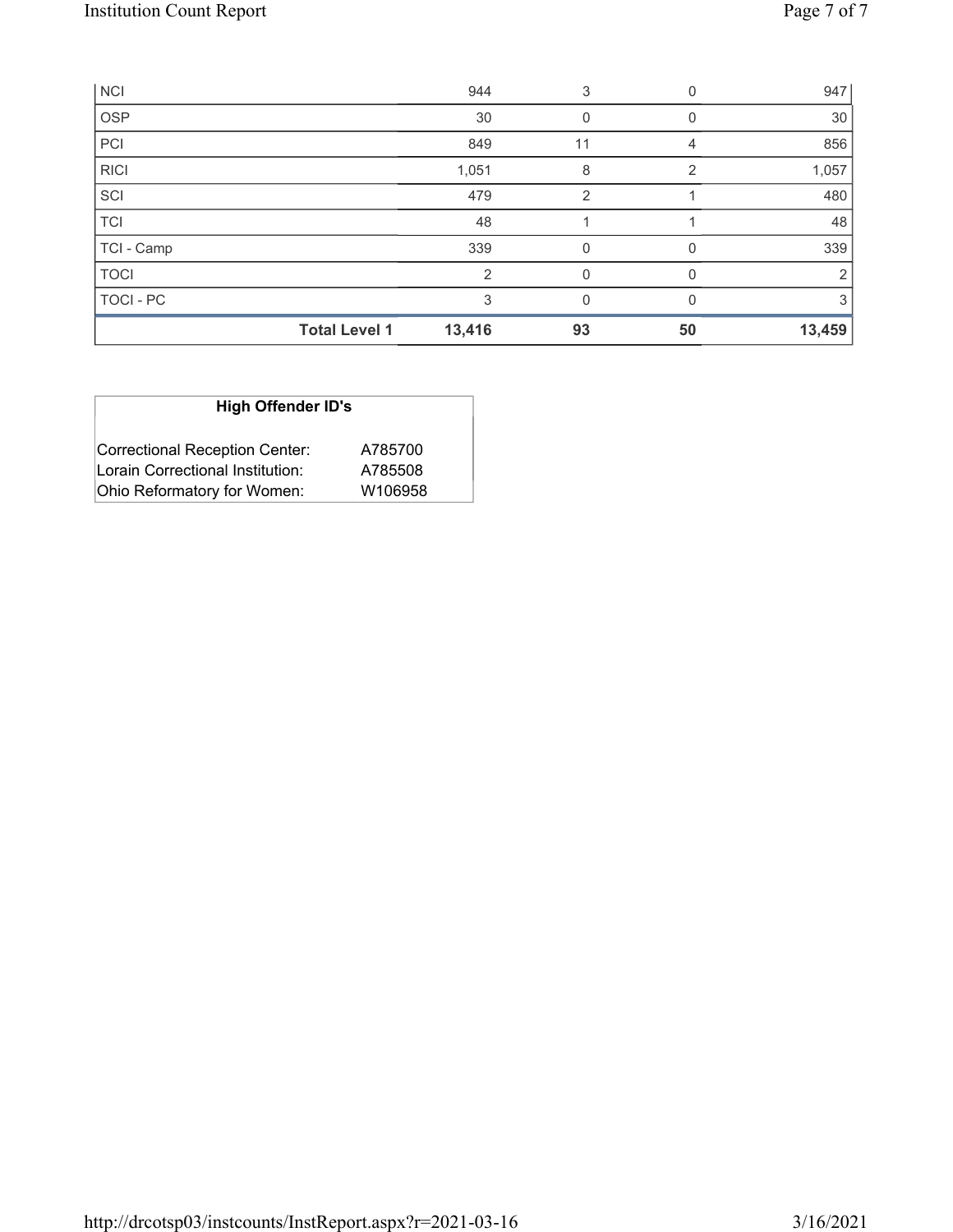| | | | | |
|---|---|---|---|---|
| NCI | 944 | 3 | 0 | 947 |
| OSP | 30 | 0 | 0 | 30 |
| PCI | 849 | 11 | 4 | 856 |
| RICI | 1,051 | 8 | 2 | 1,057 |
| SCI | 479 | 2 | 1 | 480 |
| TCI | 48 | 1 | 1 | 48 |
| TCI - Camp | 339 | 0 | 0 | 339 |
| TOCI | 2 | 0 | 0 | 2 |
| TOCI - PC | 3 | 0 | 0 | 3 |
| **Total Level 1** | **13,416** | **93** | **50** | **13,459** |

| **High Offender ID's** | |
|---|---|
| Correctional Reception Center: | A785700 |
| Lorain Correctional Institution: | A785508 |
| Ohio Reformatory for Women: | W106958 |